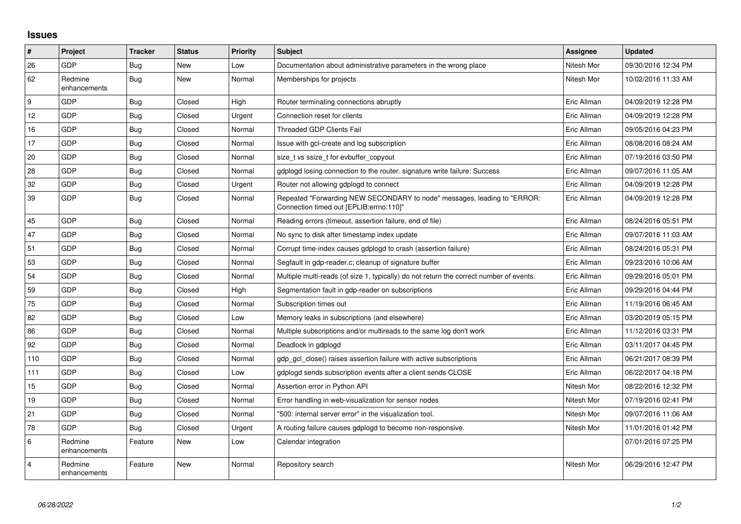## Issues

| # | Project | Tracker | Status | Priority | Subject | Assignee | Updated |
|---|---|---|---|---|---|---|---|
| 26 | GDP | Bug | New | Low | Documentation about administrative parameters in the wrong place | Nitesh Mor | 09/30/2016 12:34 PM |
| 62 | Redmine enhancements | Bug | New | Normal | Memberships for projects | Nitesh Mor | 10/02/2016 11:33 AM |
| 9 | GDP | Bug | Closed | High | Router terminating connections abruptly | Eric Allman | 04/09/2019 12:28 PM |
| 12 | GDP | Bug | Closed | Urgent | Connection reset for clients | Eric Allman | 04/09/2019 12:28 PM |
| 16 | GDP | Bug | Closed | Normal | Threaded GDP Clients Fail | Eric Allman | 09/05/2016 04:23 PM |
| 17 | GDP | Bug | Closed | Normal | Issue with gcl-create and log subscription | Eric Allman | 08/08/2016 08:24 AM |
| 20 | GDP | Bug | Closed | Normal | size_t vs ssize_t for evbuffer_copyout | Eric Allman | 07/19/2016 03:50 PM |
| 28 | GDP | Bug | Closed | Normal | gdplogd losing connection to the router. signature write failure: Success | Eric Allman | 09/07/2016 11:05 AM |
| 32 | GDP | Bug | Closed | Urgent | Router not allowing gdplogd to connect | Eric Allman | 04/09/2019 12:28 PM |
| 39 | GDP | Bug | Closed | Normal | Repeated "Forwarding NEW SECONDARY to node" messages, leading to "ERROR: Connection timed out [EPLIB:errno:110]" | Eric Allman | 04/09/2019 12:28 PM |
| 45 | GDP | Bug | Closed | Normal | Reading errors (timeout, assertion failure, end of file) | Eric Allman | 08/24/2016 05:51 PM |
| 47 | GDP | Bug | Closed | Normal | No sync to disk after timestamp index update | Eric Allman | 09/07/2016 11:03 AM |
| 51 | GDP | Bug | Closed | Normal | Corrupt time-index causes gdplogd to crash (assertion failure) | Eric Allman | 08/24/2016 05:31 PM |
| 53 | GDP | Bug | Closed | Normal | Segfault in gdp-reader.c; cleanup of signature buffer | Eric Allman | 09/23/2016 10:06 AM |
| 54 | GDP | Bug | Closed | Normal | Multiple multi-reads (of size 1, typically) do not return the correct number of events. | Eric Allman | 09/29/2016 05:01 PM |
| 59 | GDP | Bug | Closed | High | Segmentation fault in gdp-reader on subscriptions | Eric Allman | 09/29/2016 04:44 PM |
| 75 | GDP | Bug | Closed | Normal | Subscription times out | Eric Allman | 11/19/2016 06:45 AM |
| 82 | GDP | Bug | Closed | Low | Memory leaks in subscriptions (and elsewhere) | Eric Allman | 03/20/2019 05:15 PM |
| 86 | GDP | Bug | Closed | Normal | Multiple subscriptions and/or multireads to the same log don't work | Eric Allman | 11/12/2016 03:31 PM |
| 92 | GDP | Bug | Closed | Normal | Deadlock in gdplogd | Eric Allman | 03/11/2017 04:45 PM |
| 110 | GDP | Bug | Closed | Normal | gdp_gcl_close() raises assertion failure with active subscriptions | Eric Allman | 06/21/2017 08:39 PM |
| 111 | GDP | Bug | Closed | Low | gdplogd sends subscription events after a client sends CLOSE | Eric Allman | 06/22/2017 04:18 PM |
| 15 | GDP | Bug | Closed | Normal | Assertion error in Python API | Nitesh Mor | 08/22/2016 12:32 PM |
| 19 | GDP | Bug | Closed | Normal | Error handling in web-visualization for sensor nodes | Nitesh Mor | 07/19/2016 02:41 PM |
| 21 | GDP | Bug | Closed | Normal | "500: internal server error" in the visualization tool. | Nitesh Mor | 09/07/2016 11:06 AM |
| 78 | GDP | Bug | Closed | Urgent | A routing failure causes gdplogd to become non-responsive. | Nitesh Mor | 11/01/2016 01:42 PM |
| 6 | Redmine enhancements | Feature | New | Low | Calendar integration | | 07/01/2016 07:25 PM |
| 4 | Redmine enhancements | Feature | New | Normal | Repository search | Nitesh Mor | 06/29/2016 12:47 PM |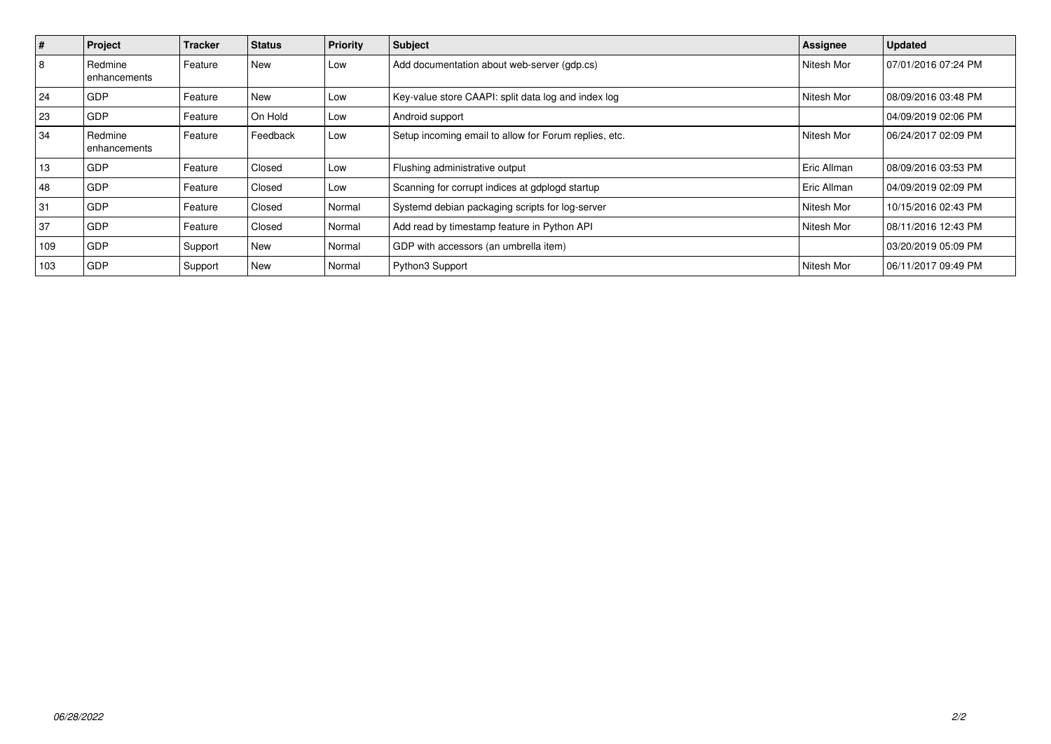| # | Project | Tracker | Status | Priority | Subject | Assignee | Updated |
|---|---|---|---|---|---|---|---|
| 8 | Redmine enhancements | Feature | New | Low | Add documentation about web-server (gdp.cs) | Nitesh Mor | 07/01/2016 07:24 PM |
| 24 | GDP | Feature | New | Low | Key-value store CAAPI: split data log and index log | Nitesh Mor | 08/09/2016 03:48 PM |
| 23 | GDP | Feature | On Hold | Low | Android support | | 04/09/2019 02:06 PM |
| 34 | Redmine enhancements | Feature | Feedback | Low | Setup incoming email to allow for Forum replies, etc. | Nitesh Mor | 06/24/2017 02:09 PM |
| 13 | GDP | Feature | Closed | Low | Flushing administrative output | Eric Allman | 08/09/2016 03:53 PM |
| 48 | GDP | Feature | Closed | Low | Scanning for corrupt indices at gdplogd startup | Eric Allman | 04/09/2019 02:09 PM |
| 31 | GDP | Feature | Closed | Normal | Systemd debian packaging scripts for log-server | Nitesh Mor | 10/15/2016 02:43 PM |
| 37 | GDP | Feature | Closed | Normal | Add read by timestamp feature in Python API | Nitesh Mor | 08/11/2016 12:43 PM |
| 109 | GDP | Support | New | Normal | GDP with accessors (an umbrella item) | | 03/20/2019 05:09 PM |
| 103 | GDP | Support | New | Normal | Python3 Support | Nitesh Mor | 06/11/2017 09:49 PM |